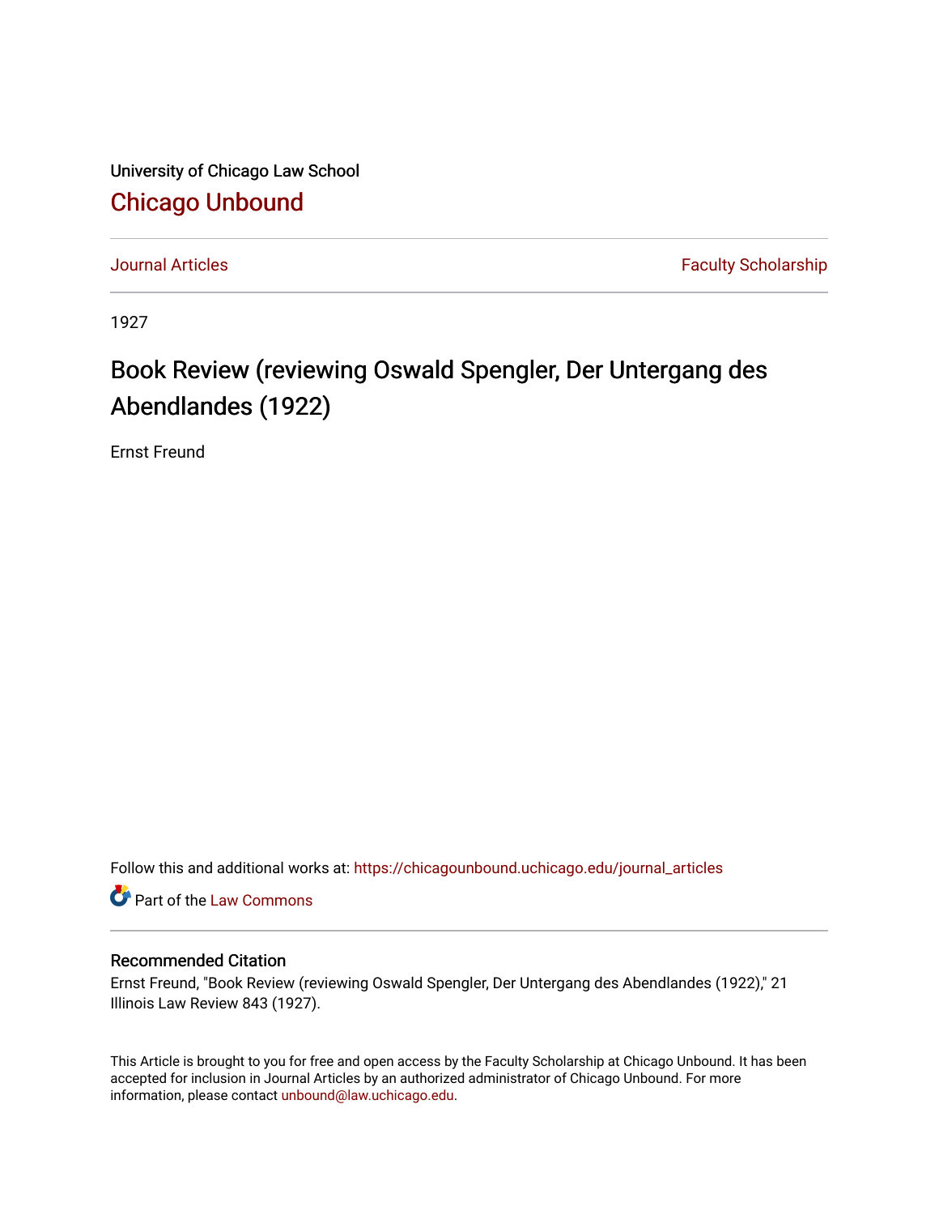University of Chicago Law School

## Chicago Unbound

Journal Articles | Faculty Scholarship

1927

# Book Review (reviewing Oswald Spengler, Der Untergang des Abendlandes (1922)

Ernst Freund

Follow this and additional works at: https://chicagounbound.uchicago.edu/journal_articles

Part of the Law Commons

### Recommended Citation

Ernst Freund, "Book Review (reviewing Oswald Spengler, Der Untergang des Abendlandes (1922)," 21 Illinois Law Review 843 (1927).

This Article is brought to you for free and open access by the Faculty Scholarship at Chicago Unbound. It has been accepted for inclusion in Journal Articles by an authorized administrator of Chicago Unbound. For more information, please contact unbound@law.uchicago.edu.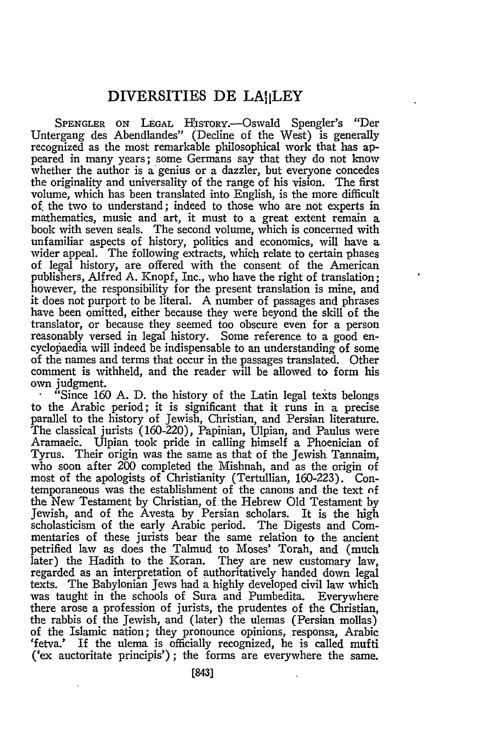# DIVERSITIES DE LA||LEY

Spengler on Legal History.—Oswald Spengler's "Der Untergang des Abendlandes" (Decline of the West) is generally recognized as the most remarkable philosophical work that has appeared in many years; some Germans say that they do not know whether the author is a genius or a dazzler, but everyone concedes the originality and universality of the range of his vision. The first volume, which has been translated into English, is the more difficult of the two to understand; indeed to those who are not experts in mathematics, music and art, it must to a great extent remain a book with seven seals. The second volume, which is concerned with unfamiliar aspects of history, politics and economics, will have a wider appeal. The following extracts, which relate to certain phases of legal history, are offered with the consent of the American publishers, Alfred A. Knopf, Inc., who have the right of translation; however, the responsibility for the present translation is mine, and it does not purport to be literal. A number of passages and phrases have been omitted, either because they were beyond the skill of the translator, or because they seemed too obscure even for a person reasonably versed in legal history. Some reference to a good encyclopaedia will indeed be indispensable to an understanding of some of the names and terms that occur in the passages translated. Other comment is withheld, and the reader will be allowed to form his own judgment.

"Since 160 A. D. the history of the Latin legal texts belongs to the Arabic period; it is significant that it runs in a precise parallel to the history of Jewish, Christian, and Persian literature. The classical jurists (160-220), Papinian, Ulpian, and Paulus were Aramaeic. Ulpian took pride in calling himself a Phoenician of Tyrus. Their origin was the same as that of the Jewish Tannaim, who soon after 200 completed the Mishnah, and as the origin of most of the apologists of Christianity (Tertullian, 160-223). Contemporaneous was the establishment of the canons and the text of the New Testament by Christian, of the Hebrew Old Testament by Jewish, and of the Avesta by Persian scholars. It is the high scholasticism of the early Arabic period. The Digests and Commentaries of these jurists bear the same relation to the ancient petrified law as does the Talmud to Moses' Torah, and (much later) the Hadith to the Koran. They are new customary law, regarded as an interpretation of authoritatively handed down legal texts. The Babylonian Jews had a highly developed civil law which was taught in the schools of Sura and Pumbedita. Everywhere there arose a profession of jurists, the prudentes of the Christian, the rabbis of the Jewish, and (later) the ulemas (Persian mollas) of the Islamic nation; they pronounce opinions, responsa, Arabic 'fetva.' If the ulema is officially recognized, he is called mufti ('ex auctoritate principis'); the forms are everywhere the same.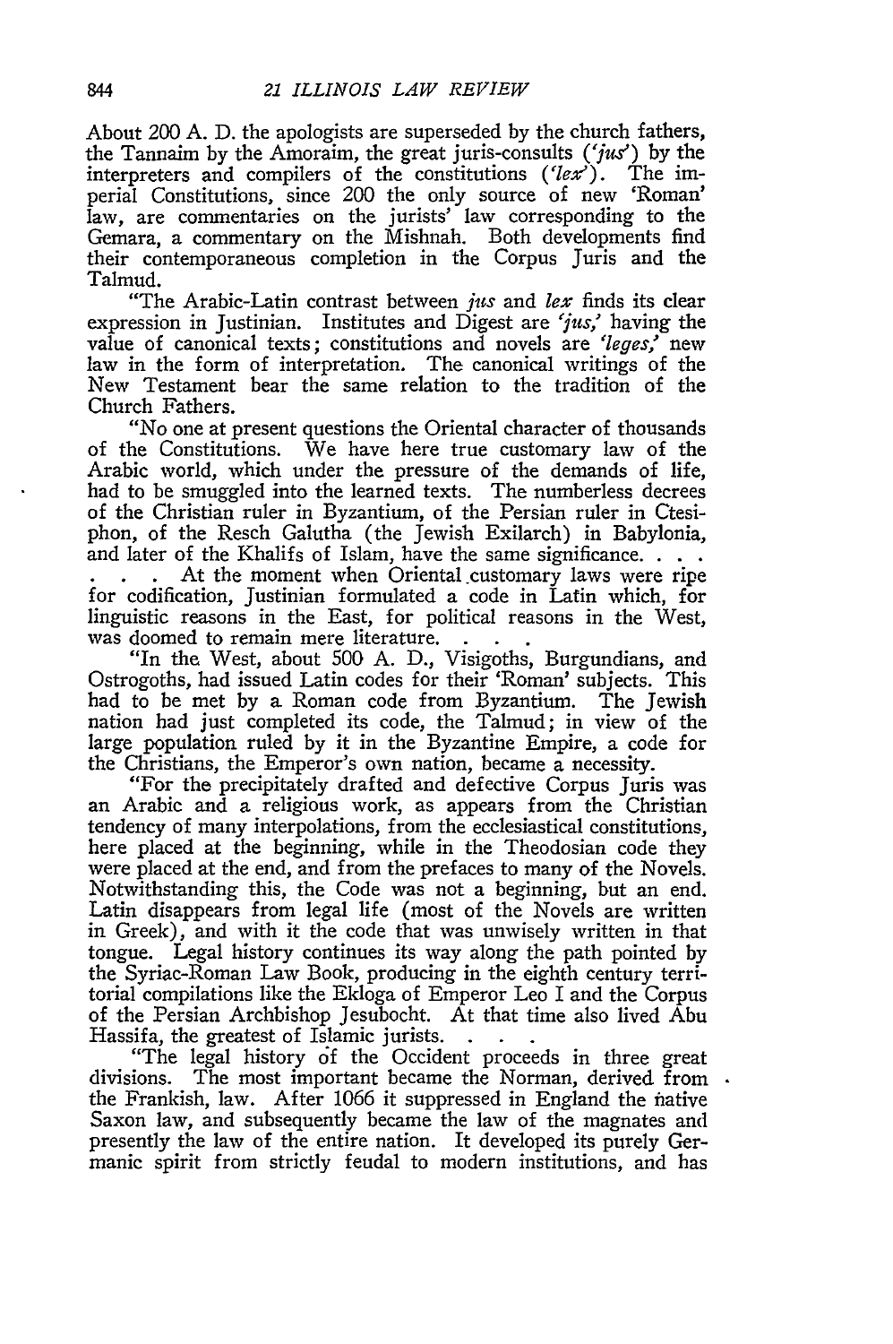About 200 A. D. the apologists are superseded by the church fathers, the Tannaim by the Amoraim, the great juris-consults (*'jus'*) by the interpreters and compilers of the constitutions (*'lex'*). The imperial Constitutions, since 200 the only source of new 'Roman' law, are commentaries on the jurists' law corresponding to the Gemara, a commentary on the Mishnah. Both developments find their contemporaneous completion in the Corpus Juris and the Talmud.

"The Arabic-Latin contrast between *jus* and *lex* finds its clear expression in Justinian. Institutes and Digest are *'jus,'* having the value of canonical texts; constitutions and novels are *'leges,'* new law in the form of interpretation. The canonical writings of the New Testament bear the same relation to the tradition of the Church Fathers.

"No one at present questions the Oriental character of thousands of the Constitutions. We have here true customary law of the Arabic world, which under the pressure of the demands of life, had to be smuggled into the learned texts. The numberless decrees of the Christian ruler in Byzantium, of the Persian ruler in Ctesiphon, of the Resch Galutha (the Jewish Exilarch) in Babylonia, and later of the Khalifs of Islam, have the same significance. . . . . . . At the moment when Oriental customary laws were ripe for codification, Justinian formulated a code in Latin which, for linguistic reasons in the East, for political reasons in the West, was doomed to remain mere literature. . . .

"In the West, about 500 A. D., Visigoths, Burgundians, and Ostrogoths, had issued Latin codes for their 'Roman' subjects. This had to be met by a Roman code from Byzantium. The Jewish nation had just completed its code, the Talmud; in view of the large population ruled by it in the Byzantine Empire, a code for the Christians, the Emperor's own nation, became a necessity.

"For the precipitately drafted and defective Corpus Juris was an Arabic and a religious work, as appears from the Christian tendency of many interpolations, from the ecclesiastical constitutions, here placed at the beginning, while in the Theodosian code they were placed at the end, and from the prefaces to many of the Novels. Notwithstanding this, the Code was not a beginning, but an end. Latin disappears from legal life (most of the Novels are written in Greek), and with it the code that was unwisely written in that tongue. Legal history continues its way along the path pointed by the Syriac-Roman Law Book, producing in the eighth century territorial compilations like the Ekloga of Emperor Leo I and the Corpus of the Persian Archbishop Jesubocht. At that time also lived Abu Hassifa, the greatest of Islamic jurists. . . .

"The legal history of the Occident proceeds in three great divisions. The most important became the Norman, derived from the Frankish, law. After 1066 it suppressed in England the native Saxon law, and subsequently became the law of the magnates and presently the law of the entire nation. It developed its purely Germanic spirit from strictly feudal to modern institutions, and has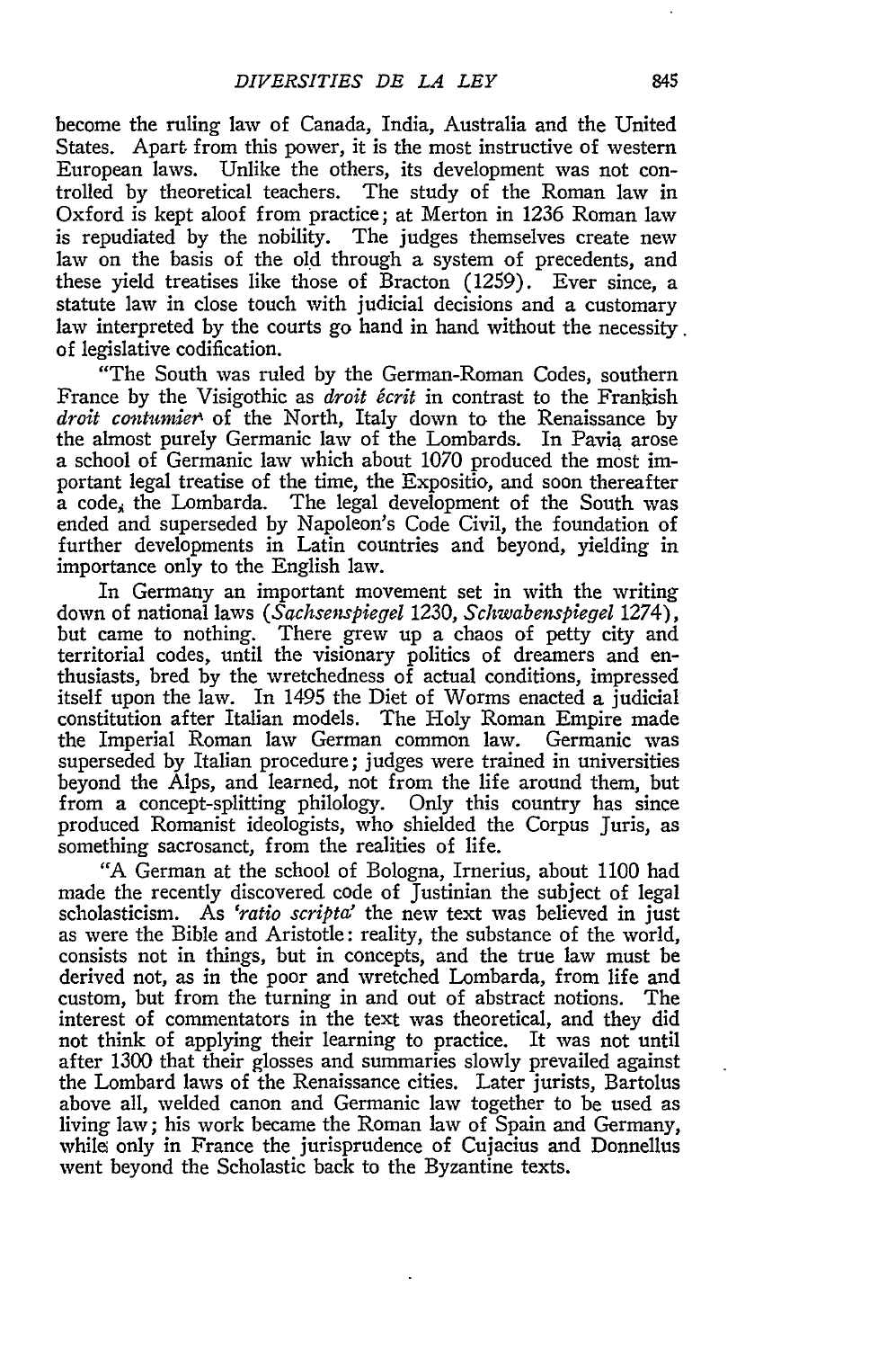become the ruling law of Canada, India, Australia and the United States. Apart from this power, it is the most instructive of western European laws. Unlike the others, its development was not controlled by theoretical teachers. The study of the Roman law in Oxford is kept aloof from practice; at Merton in 1236 Roman law is repudiated by the nobility. The judges themselves create new law on the basis of the old through a system of precedents, and these yield treatises like those of Bracton (1259). Ever since, a statute law in close touch with judicial decisions and a customary law interpreted by the courts go hand in hand without the necessity of legislative codification.

"The South was ruled by the German-Roman Codes, southern France by the Visigothic as *droit écrit* in contrast to the Frankish *droit coutumier* of the North, Italy down to the Renaissance by the almost purely Germanic law of the Lombards. In Pavia arose a school of Germanic law which about 1070 produced the most important legal treatise of the time, the Expositio, and soon thereafter a code, the Lombarda. The legal development of the South was ended and superseded by Napoleon's Code Civil, the foundation of further developments in Latin countries and beyond, yielding in importance only to the English law.

In Germany an important movement set in with the writing down of national laws (*Sachsenspiegel* 1230, *Schwabenspiegel* 1274), but came to nothing. There grew up a chaos of petty city and territorial codes, until the visionary politics of dreamers and enthusiasts, bred by the wretchedness of actual conditions, impressed itself upon the law. In 1495 the Diet of Worms enacted a judicial constitution after Italian models. The Holy Roman Empire made the Imperial Roman law German common law. Germanic was superseded by Italian procedure; judges were trained in universities beyond the Alps, and learned, not from the life around them, but from a concept-splitting philology. Only this country has since produced Romanist ideologists, who shielded the Corpus Juris, as something sacrosanct, from the realities of life.

"A German at the school of Bologna, Irnerius, about 1100 had made the recently discovered code of Justinian the subject of legal scholasticism. As *'ratio scripta'* the new text was believed in just as were the Bible and Aristotle: reality, the substance of the world, consists not in things, but in concepts, and the true law must be derived not, as in the poor and wretched Lombarda, from life and custom, but from the turning in and out of abstract notions. The interest of commentators in the text was theoretical, and they did not think of applying their learning to practice. It was not until after 1300 that their glosses and summaries slowly prevailed against the Lombard laws of the Renaissance cities. Later jurists, Bartolus above all, welded canon and Germanic law together to be used as living law; his work became the Roman law of Spain and Germany, while only in France the jurisprudence of Cujacius and Donnellus went beyond the Scholastic back to the Byzantine texts.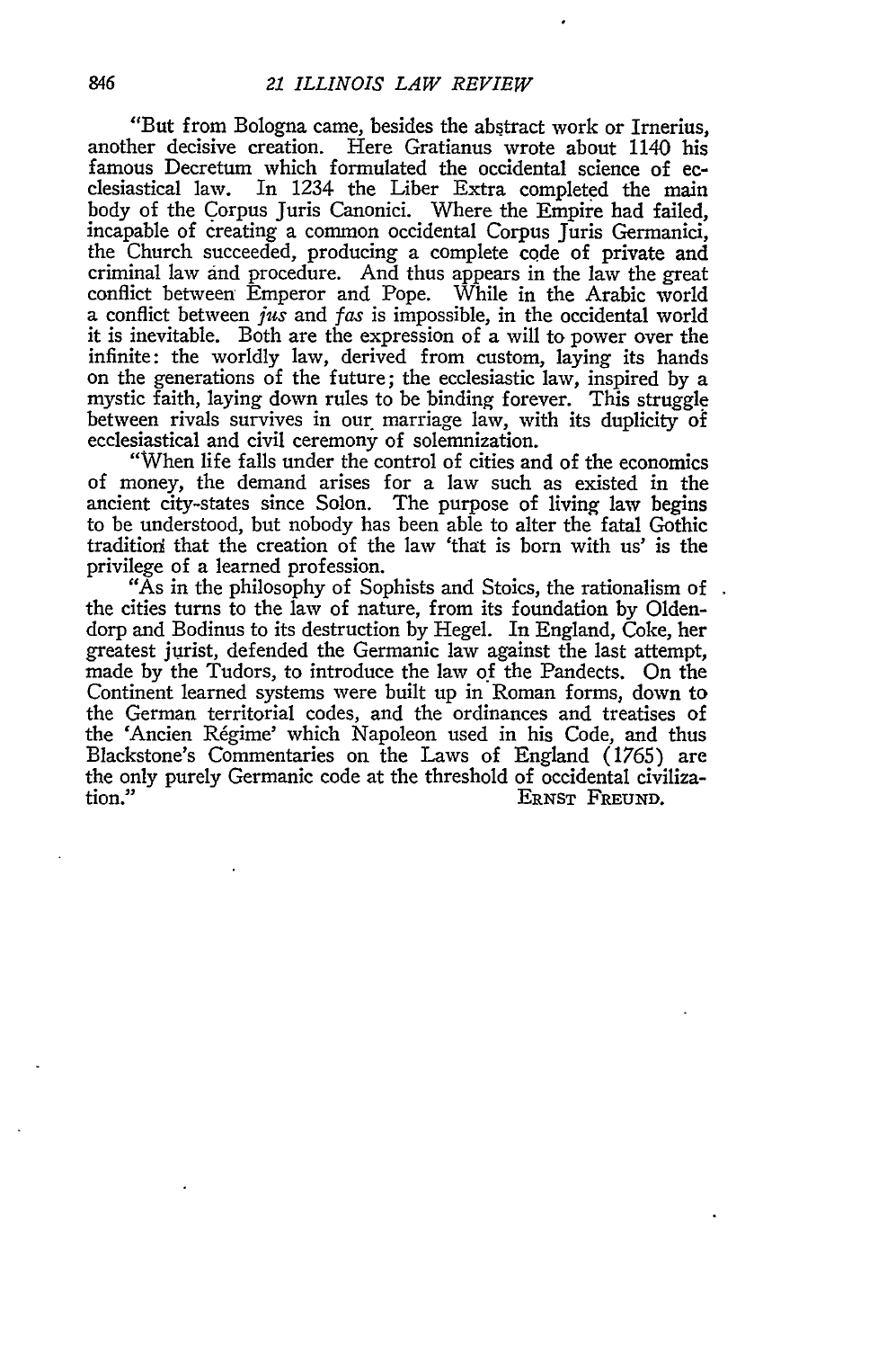"But from Bologna came, besides the abstract work or Irnerius, another decisive creation. Here Gratianus wrote about 1140 his famous Decretum which formulated the occidental science of ecclesiastical law. In 1234 the Liber Extra completed the main body of the Corpus Juris Canonici. Where the Empire had failed, incapable of creating a common occidental Corpus Juris Germanici, the Church succeeded, producing a complete code of private and criminal law and procedure. And thus appears in the law the great conflict between Emperor and Pope. While in the Arabic world a conflict between *jus* and *fas* is impossible, in the occidental world it is inevitable. Both are the expression of a will to power over the infinite: the worldly law, derived from custom, laying its hands on the generations of the future; the ecclesiastic law, inspired by a mystic faith, laying down rules to be binding forever. This struggle between rivals survives in our marriage law, with its duplicity of ecclesiastical and civil ceremony of solemnization.

"When life falls under the control of cities and of the economics of money, the demand arises for a law such as existed in the ancient city-states since Solon. The purpose of living law begins to be understood, but nobody has been able to alter the fatal Gothic tradition that the creation of the law 'that is born with us' is the privilege of a learned profession.

"As in the philosophy of Sophists and Stoics, the rationalism of the cities turns to the law of nature, from its foundation by Oldendorp and Bodinus to its destruction by Hegel. In England, Coke, her greatest jurist, defended the Germanic law against the last attempt, made by the Tudors, to introduce the law of the Pandects. On the Continent learned systems were built up in Roman forms, down to the German territorial codes, and the ordinances and treatises of the 'Ancien Régime' which Napoleon used in his Code, and thus Blackstone's Commentaries on the Laws of England (1765) are the only purely Germanic code at the threshold of occidental civilization."

ERNST FREUND.